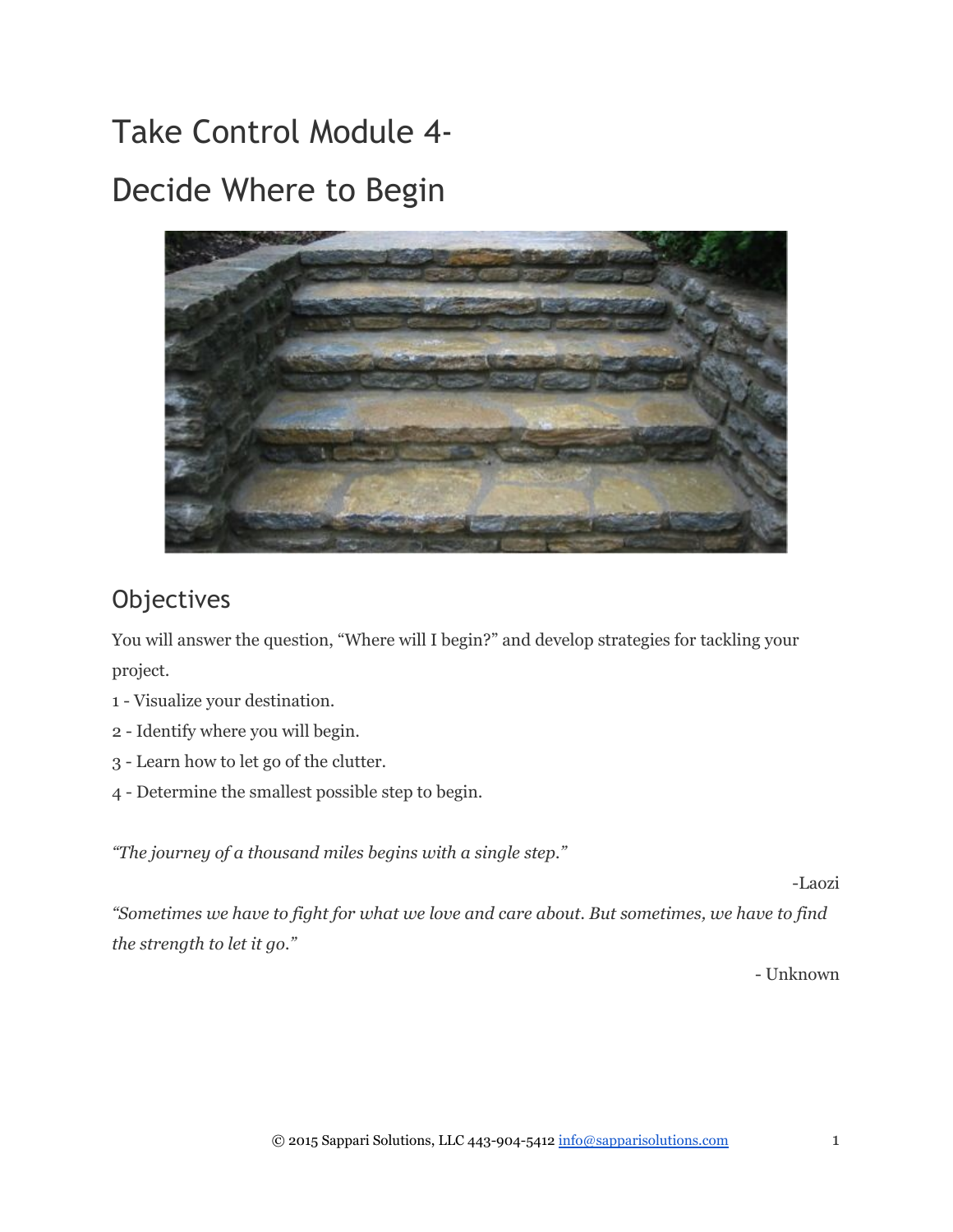# Take Control Module 4-

# Decide Where to Begin

## Objectives

You will answer the question, "Where will I begin?" and develop strategies for tackling your project.

1 - Visualize your destination.

2 - Identify where you will begin.

3 - Learn how to let go of the clutter.

4 - Determine the smallest possible step to begin.

*"The journey of a thousand miles begins with a single step."*

-Laozi

*"Sometimes we have to fight for what we love and care about. But sometimes, we have to find the strength to let it go."*

- Unknown

© 2015 Sappari Solutions, LLC 443-904-5412 info@sapparisolutions.com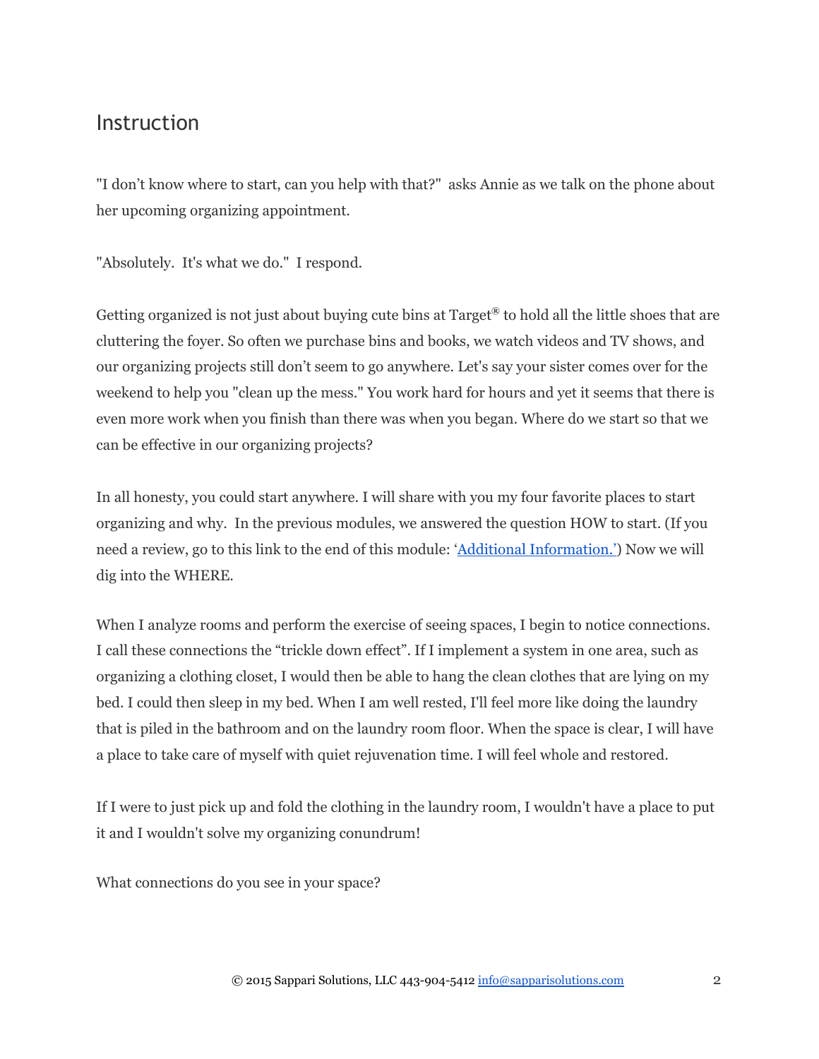## Instruction

"I don't know where to start, can you help with that?" asks Annie as we talk on the phone about her upcoming organizing appointment.

"Absolutely. It's what we do." I respond.

Getting organized is not just about buying cute bins at Target® to hold all the little shoes that are cluttering the foyer. So often we purchase bins and books, we watch videos and TV shows, and our organizing projects still don't seem to go anywhere. Let's say your sister comes over for the weekend to help you "clean up the mess." You work hard for hours and yet it seems that there is even more work when you finish than there was when you began. Where do we start so that we can be effective in our organizing projects?

In all honesty, you could start anywhere. I will share with you my four favorite places to start organizing and why. In the previous modules, we answered the question HOW to start. (If you need a review, go to this link to the end of this module: '[Additional Information.'](#)) Now we will dig into the WHERE.

When I analyze rooms and perform the exercise of seeing spaces, I begin to notice connections. I call these connections the "trickle down effect". If I implement a system in one area, such as organizing a clothing closet, I would then be able to hang the clean clothes that are lying on my bed. I could then sleep in my bed. When I am well rested, I'll feel more like doing the laundry that is piled in the bathroom and on the laundry room floor. When the space is clear, I will have a place to take care of myself with quiet rejuvenation time. I will feel whole and restored.

If I were to just pick up and fold the clothing in the laundry room, I wouldn't have a place to put it and I wouldn't solve my organizing conundrum!

What connections do you see in your space?

© 2015 Sappari Solutions, LLC 443-904-5412 info@sapparisolutions.com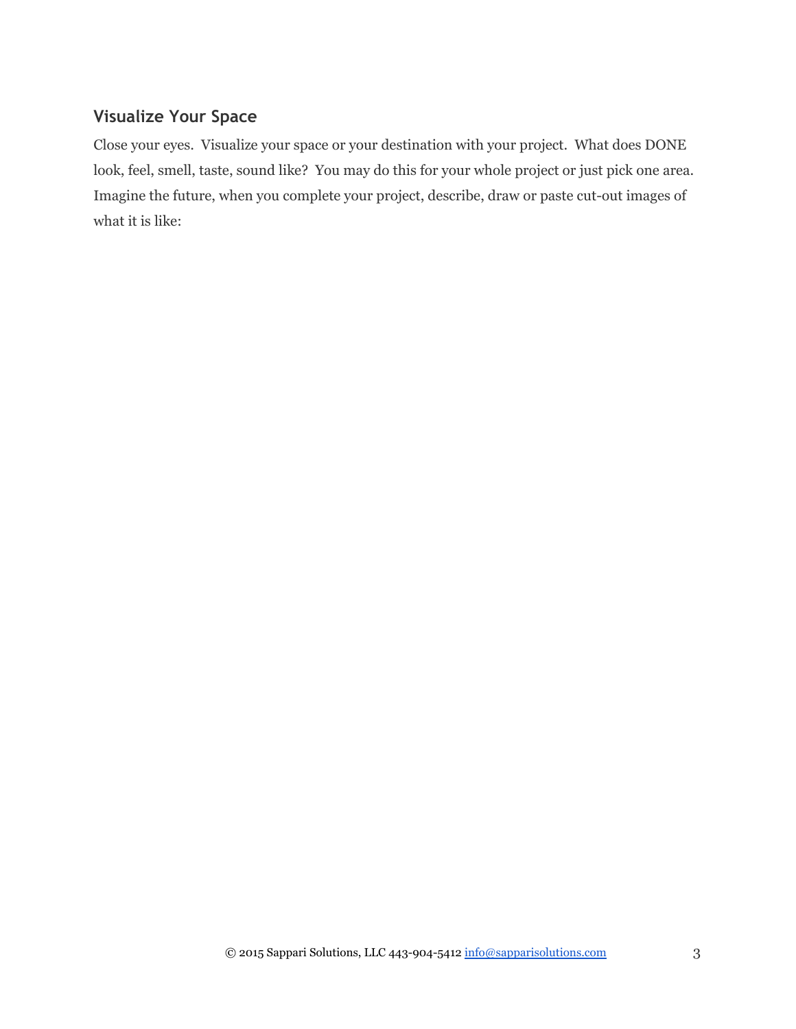## Visualize Your Space

Close your eyes. Visualize your space or your destination with your project. What does DONE look, feel, smell, taste, sound like? You may do this for your whole project or just pick one area. Imagine the future, when you complete your project, describe, draw or paste cut-out images of what it is like: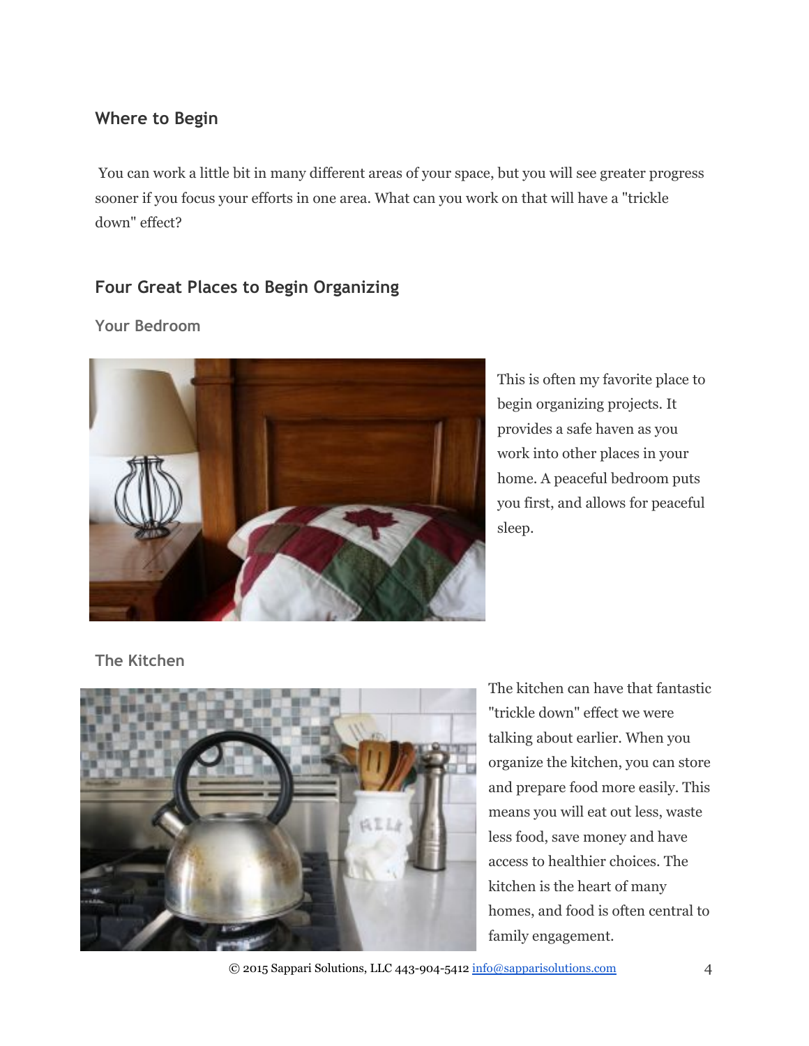## Where to Begin

You can work a little bit in many different areas of your space, but you will see greater progress sooner if you focus your efforts in one area. What can you work on that will have a "trickle down" effect?

## Four Great Places to Begin Organizing

### Your Bedroom

This is often my favorite place to begin organizing projects. It provides a safe haven as you work into other places in your home. A peaceful bedroom puts you first, and allows for peaceful sleep.

### The Kitchen

The kitchen can have that fantastic "trickle down" effect we were talking about earlier. When you organize the kitchen, you can store and prepare food more easily. This means you will eat out less, waste less food, save money and have access to healthier choices. The kitchen is the heart of many homes, and food is often central to family engagement.

© 2015 Sappari Solutions, LLC 443-904-5412 info@sapparisolutions.com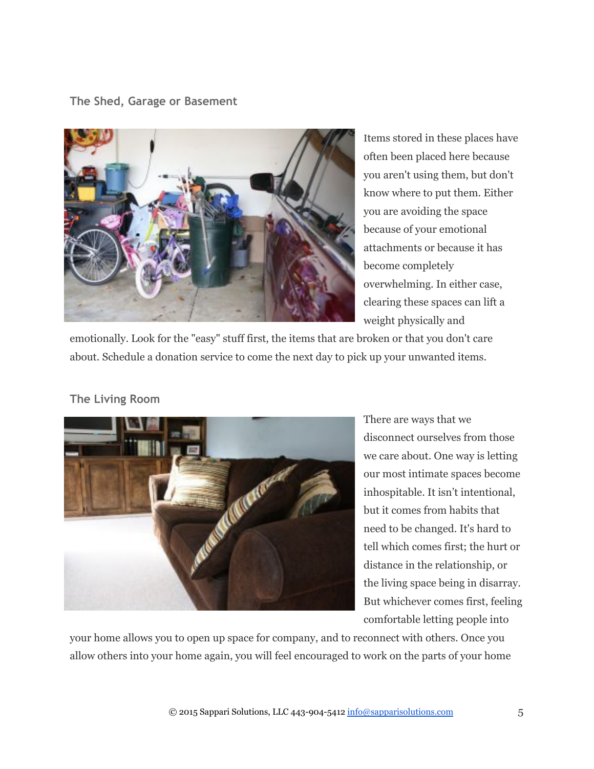### The Shed, Garage or Basement

Items stored in these places have often been placed here because you aren't using them, but don't know where to put them. Either you are avoiding the space because of your emotional attachments or because it has become completely overwhelming. In either case, clearing these spaces can lift a weight physically and emotionally. Look for the "easy" stuff first, the items that are broken or that you don't care about. Schedule a donation service to come the next day to pick up your unwanted items.

### The Living Room

There are ways that we disconnect ourselves from those we care about. One way is letting our most intimate spaces become inhospitable. It isn't intentional, but it comes from habits that need to be changed. It's hard to tell which comes first; the hurt or distance in the relationship, or the living space being in disarray. But whichever comes first, feeling comfortable letting people into your home allows you to open up space for company, and to reconnect with others. Once you allow others into your home again, you will feel encouraged to work on the parts of your home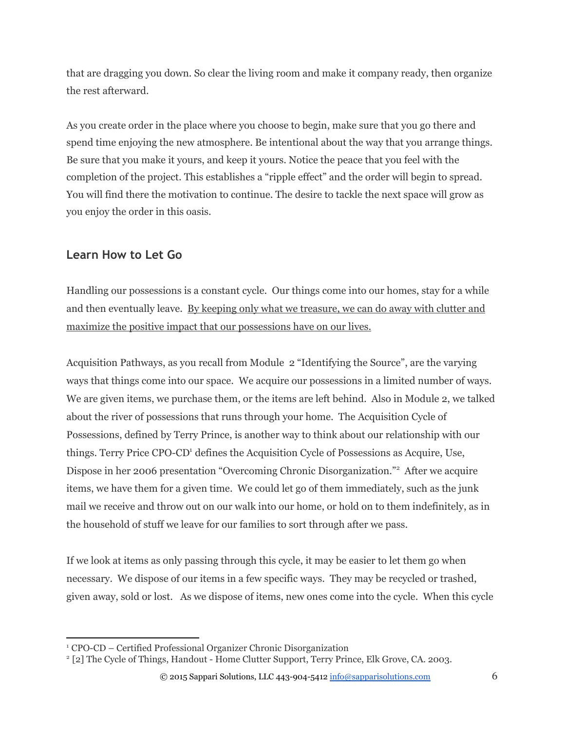that are dragging you down. So clear the living room and make it company ready, then organize the rest afterward.

As you create order in the place where you choose to begin, make sure that you go there and spend time enjoying the new atmosphere. Be intentional about the way that you arrange things. Be sure that you make it yours, and keep it yours. Notice the peace that you feel with the completion of the project. This establishes a "ripple effect" and the order will begin to spread. You will find there the motivation to continue. The desire to tackle the next space will grow as you enjoy the order in this oasis.

## Learn How to Let Go

Handling our possessions is a constant cycle. Our things come into our homes, stay for a while and then eventually leave. <u>By keeping only what we treasure, we can do away with clutter and maximize the positive impact that our possessions have on our lives.</u>

Acquisition Pathways, as you recall from Module 2 "Identifying the Source", are the varying ways that things come into our space. We acquire our possessions in a limited number of ways. We are given items, we purchase them, or the items are left behind. Also in Module 2, we talked about the river of possessions that runs through your home. The Acquisition Cycle of Possessions, defined by Terry Prince, is another way to think about our relationship with our things. Terry Price CPO-CD[1] defines the Acquisition Cycle of Possessions as Acquire, Use, Dispose in her 2006 presentation "Overcoming Chronic Disorganization."[2] After we acquire items, we have them for a given time. We could let go of them immediately, such as the junk mail we receive and throw out on our walk into our home, or hold on to them indefinitely, as in the household of stuff we leave for our families to sort through after we pass.

If we look at items as only passing through this cycle, it may be easier to let them go when necessary. We dispose of our items in a few specific ways. They may be recycled or trashed, given away, sold or lost. As we dispose of items, new ones come into the cycle. When this cycle

[1] CPO-CD – Certified Professional Organizer Chronic Disorganization

[2] [2] The Cycle of Things, Handout - Home Clutter Support, Terry Prince, Elk Grove, CA. 2003.

© 2015 Sappari Solutions, LLC 443-904-5412 info@sapparisolutions.com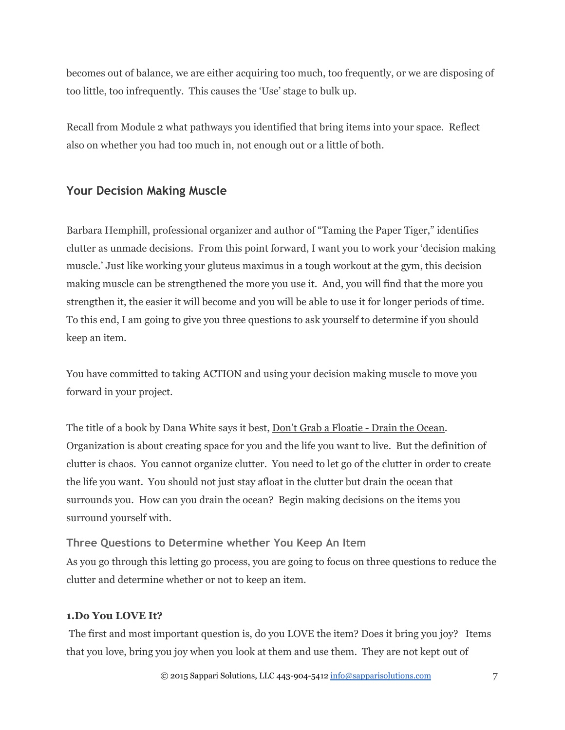becomes out of balance, we are either acquiring too much, too frequently, or we are disposing of too little, too infrequently. This causes the 'Use' stage to bulk up.

Recall from Module 2 what pathways you identified that bring items into your space. Reflect also on whether you had too much in, not enough out or a little of both.

## Your Decision Making Muscle

Barbara Hemphill, professional organizer and author of "Taming the Paper Tiger," identifies clutter as unmade decisions. From this point forward, I want you to work your 'decision making muscle.' Just like working your gluteus maximus in a tough workout at the gym, this decision making muscle can be strengthened the more you use it. And, you will find that the more you strengthen it, the easier it will become and you will be able to use it for longer periods of time. To this end, I am going to give you three questions to ask yourself to determine if you should keep an item.

You have committed to taking ACTION and using your decision making muscle to move you forward in your project.

The title of a book by Dana White says it best, <u>Don't Grab a Floatie - Drain the Ocean</u>. Organization is about creating space for you and the life you want to live. But the definition of clutter is chaos. You cannot organize clutter. You need to let go of the clutter in order to create the life you want. You should not just stay afloat in the clutter but drain the ocean that surrounds you. How can you drain the ocean? Begin making decisions on the items you surround yourself with.

### Three Questions to Determine whether You Keep An Item

As you go through this letting go process, you are going to focus on three questions to reduce the clutter and determine whether or not to keep an item.

**1.Do You LOVE It?**

The first and most important question is, do you LOVE the item? Does it bring you joy? Items that you love, bring you joy when you look at them and use them. They are not kept out of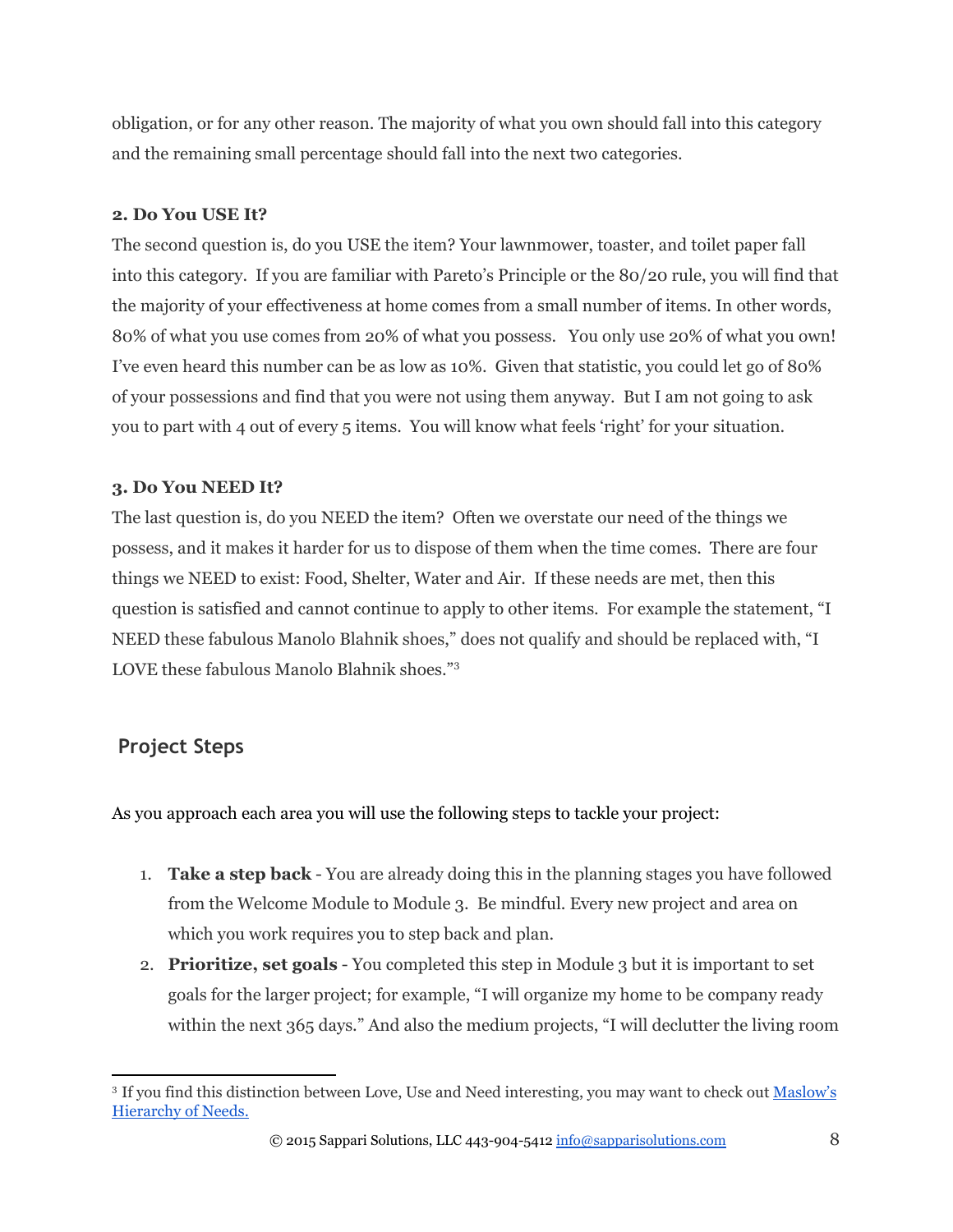obligation, or for any other reason. The majority of what you own should fall into this category and the remaining small percentage should fall into the next two categories.

**2. Do You USE It?**

The second question is, do you USE the item? Your lawnmower, toaster, and toilet paper fall into this category. If you are familiar with Pareto's Principle or the 80/20 rule, you will find that the majority of your effectiveness at home comes from a small number of items. In other words, 80% of what you use comes from 20% of what you possess. You only use 20% of what you own! I've even heard this number can be as low as 10%. Given that statistic, you could let go of 80% of your possessions and find that you were not using them anyway. But I am not going to ask you to part with 4 out of every 5 items. You will know what feels 'right' for your situation.

**3. Do You NEED It?**

The last question is, do you NEED the item? Often we overstate our need of the things we possess, and it makes it harder for us to dispose of them when the time comes. There are four things we NEED to exist: Food, Shelter, Water and Air. If these needs are met, then this question is satisfied and cannot continue to apply to other items. For example the statement, "I NEED these fabulous Manolo Blahnik shoes," does not qualify and should be replaced with, "I LOVE these fabulous Manolo Blahnik shoes."[3]

## Project Steps

As you approach each area you will use the following steps to tackle your project:

1. **Take a step back** - You are already doing this in the planning stages you have followed from the Welcome Module to Module 3. Be mindful. Every new project and area on which you work requires you to step back and plan.
2. **Prioritize, set goals** - You completed this step in Module 3 but it is important to set goals for the larger project; for example, "I will organize my home to be company ready within the next 365 days." And also the medium projects, "I will declutter the living room

[3] If you find this distinction between Love, Use and Need interesting, you may want to check out Maslow's Hierarchy of Needs.

© 2015 Sappari Solutions, LLC 443-904-5412 info@sapparisolutions.com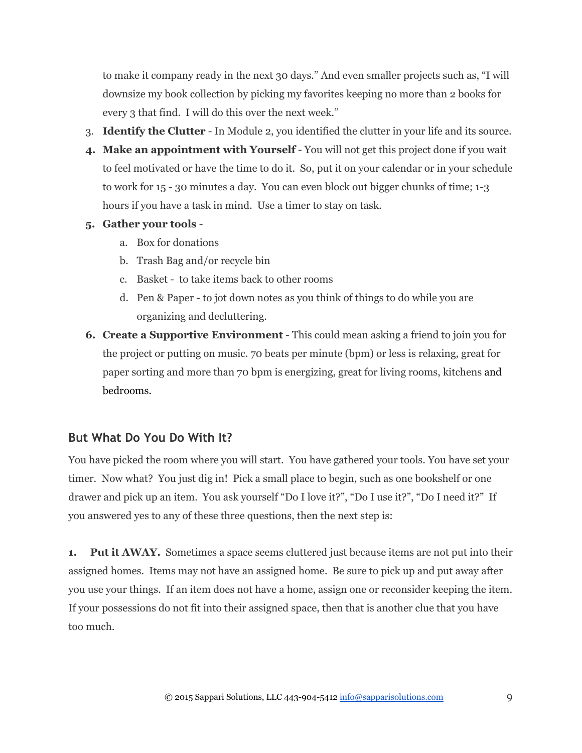to make it company ready in the next 30 days." And even smaller projects such as, "I will downsize my book collection by picking my favorites keeping no more than 2 books for every 3 that find. I will do this over the next week."

3. **Identify the Clutter** - In Module 2, you identified the clutter in your life and its source.
4. **Make an appointment with Yourself** - You will not get this project done if you wait to feel motivated or have the time to do it. So, put it on your calendar or in your schedule to work for 15 - 30 minutes a day. You can even block out bigger chunks of time; 1-3 hours if you have a task in mind. Use a timer to stay on task.
5. **Gather your tools** -
    a. Box for donations
    b. Trash Bag and/or recycle bin
    c. Basket - to take items back to other rooms
    d. Pen & Paper - to jot down notes as you think of things to do while you are organizing and decluttering.
6. **Create a Supportive Environment** - This could mean asking a friend to join you for the project or putting on music. 70 beats per minute (bpm) or less is relaxing, great for paper sorting and more than 70 bpm is energizing, great for living rooms, kitchens and bedrooms.

## But What Do You Do With It?

You have picked the room where you will start. You have gathered your tools. You have set your timer. Now what? You just dig in! Pick a small place to begin, such as one bookshelf or one drawer and pick up an item. You ask yourself "Do I love it?", "Do I use it?", "Do I need it?" If you answered yes to any of these three questions, then the next step is:

**1. Put it AWAY.** Sometimes a space seems cluttered just because items are not put into their assigned homes. Items may not have an assigned home. Be sure to pick up and put away after you use your things. If an item does not have a home, assign one or reconsider keeping the item. If your possessions do not fit into their assigned space, then that is another clue that you have too much.

© 2015 Sappari Solutions, LLC 443-904-5412 info@sapparisolutions.com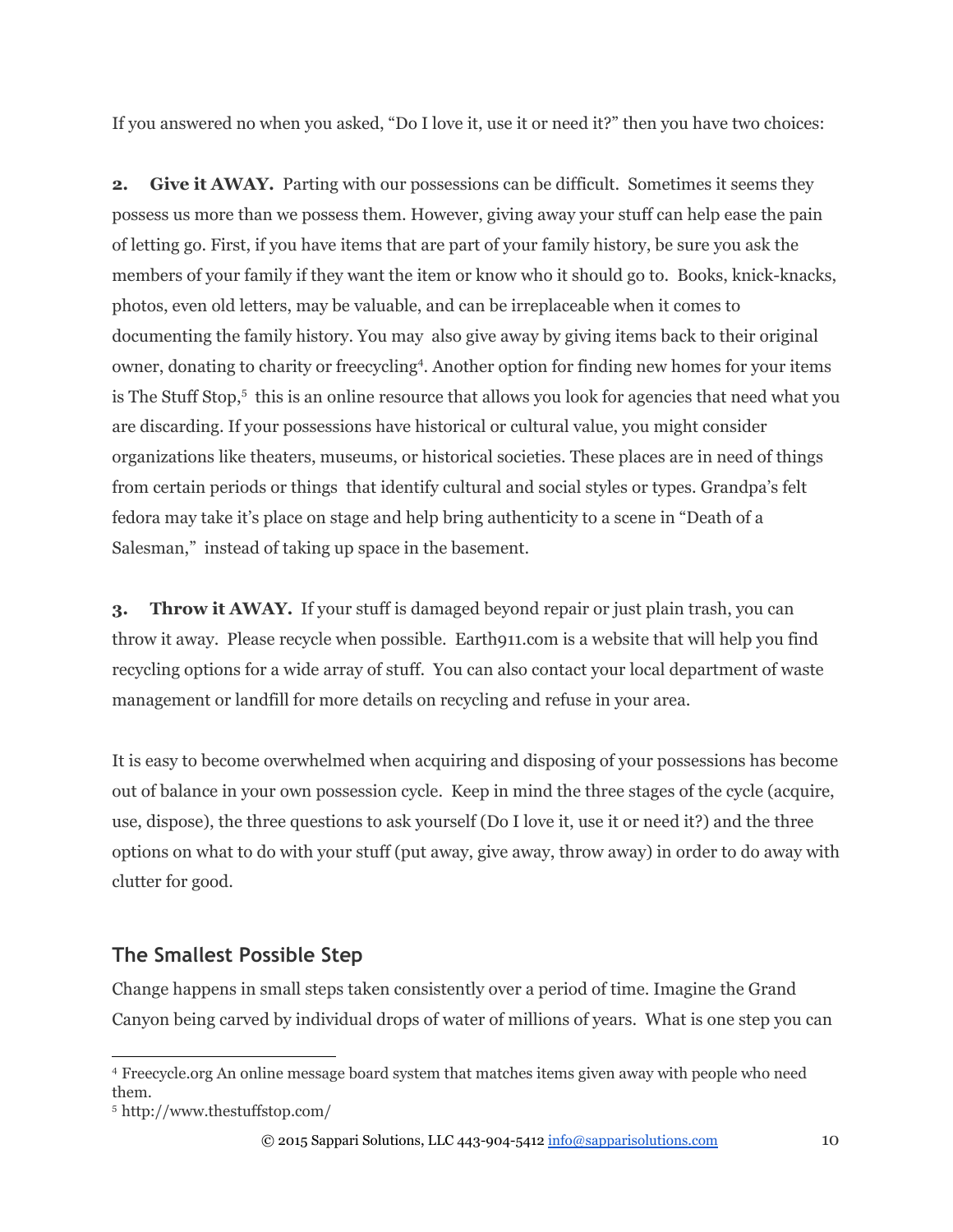If you answered no when you asked, "Do I love it, use it or need it?" then you have two choices:

2. **Give it AWAY.** Parting with our possessions can be difficult. Sometimes it seems they possess us more than we possess them. However, giving away your stuff can help ease the pain of letting go. First, if you have items that are part of your family history, be sure you ask the members of your family if they want the item or know who it should go to. Books, knick-knacks, photos, even old letters, may be valuable, and can be irreplaceable when it comes to documenting the family history. You may also give away by giving items back to their original owner, donating to charity or freecycling[4]. Another option for finding new homes for your items is The Stuff Stop,[5] this is an online resource that allows you look for agencies that need what you are discarding. If your possessions have historical or cultural value, you might consider organizations like theaters, museums, or historical societies. These places are in need of things from certain periods or things that identify cultural and social styles or types. Grandpa's felt fedora may take it's place on stage and help bring authenticity to a scene in "Death of a Salesman," instead of taking up space in the basement.

3. **Throw it AWAY.** If your stuff is damaged beyond repair or just plain trash, you can throw it away. Please recycle when possible. Earth911.com is a website that will help you find recycling options for a wide array of stuff. You can also contact your local department of waste management or landfill for more details on recycling and refuse in your area.

It is easy to become overwhelmed when acquiring and disposing of your possessions has become out of balance in your own possession cycle. Keep in mind the three stages of the cycle (acquire, use, dispose), the three questions to ask yourself (Do I love it, use it or need it?) and the three options on what to do with your stuff (put away, give away, throw away) in order to do away with clutter for good.

## The Smallest Possible Step

Change happens in small steps taken consistently over a period of time. Imagine the Grand Canyon being carved by individual drops of water of millions of years. What is one step you can

---

[4] Freecycle.org An online message board system that matches items given away with people who need them.

[5] http://www.thestuffstop.com/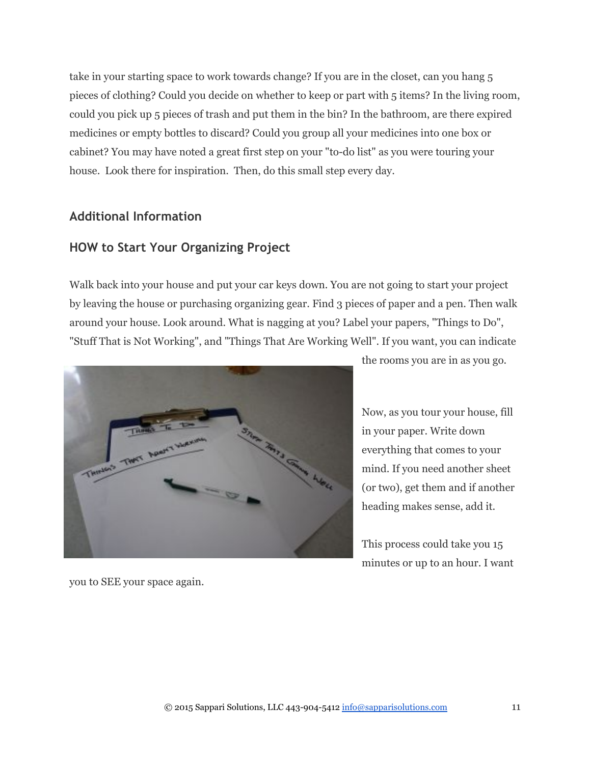take in your starting space to work towards change? If you are in the closet, can you hang 5 pieces of clothing? Could you decide on whether to keep or part with 5 items? In the living room, could you pick up 5 pieces of trash and put them in the bin? In the bathroom, are there expired medicines or empty bottles to discard? Could you group all your medicines into one box or cabinet? You may have noted a great first step on your "to-do list" as you were touring your house. Look there for inspiration. Then, do this small step every day.

## Additional Information

## HOW to Start Your Organizing Project

Walk back into your house and put your car keys down. You are not going to start your project by leaving the house or purchasing organizing gear. Find 3 pieces of paper and a pen. Then walk around your house. Look around. What is nagging at you? Label your papers, "Things to Do", "Stuff That is Not Working", and "Things That Are Working Well". If you want, you can indicate the rooms you are in as you go.

Now, as you tour your house, fill in your paper. Write down everything that comes to your mind. If you need another sheet (or two), get them and if another heading makes sense, add it.

This process could take you 15 minutes or up to an hour. I want you to SEE your space again.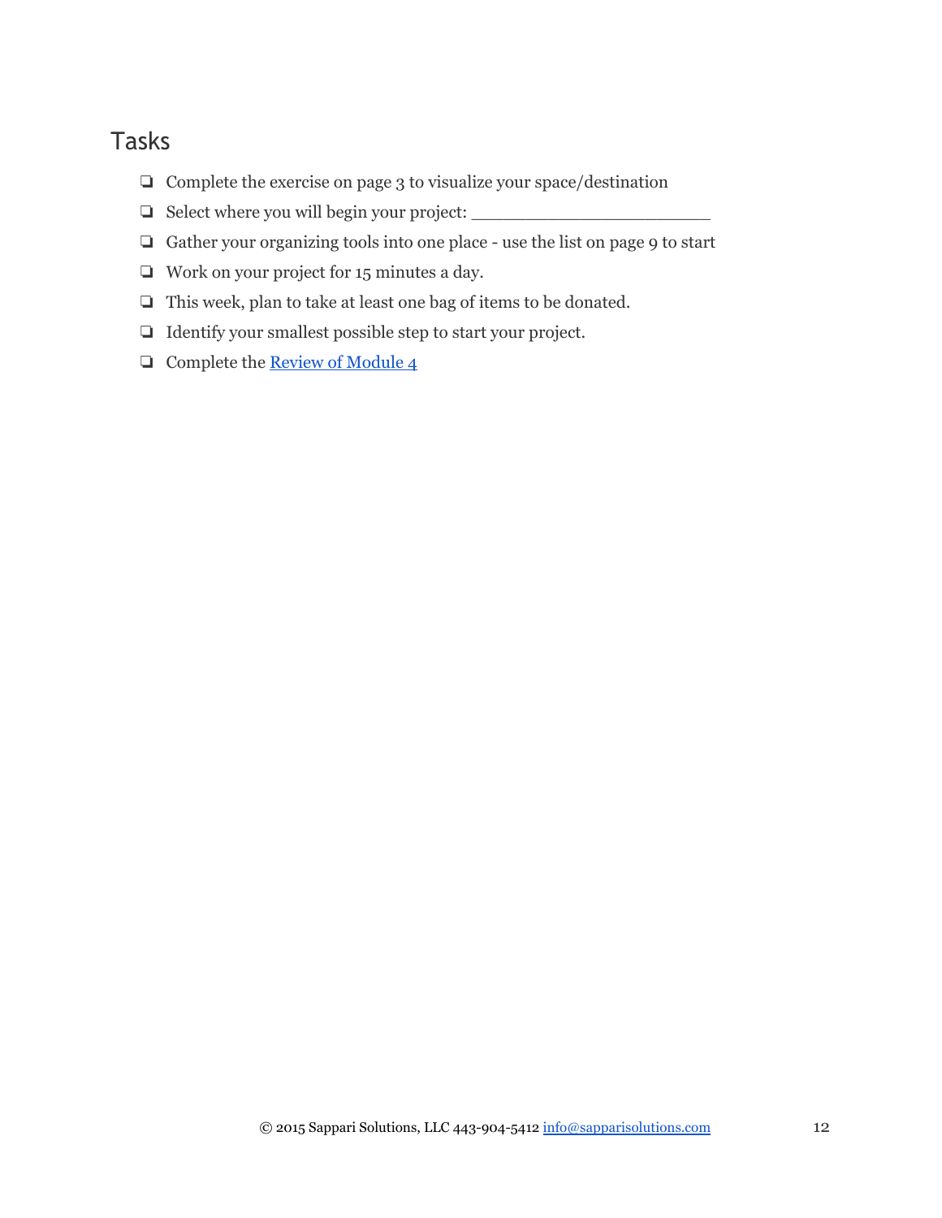## Tasks

- ❏ Complete the exercise on page 3 to visualize your space/destination
- ❏ Select where you will begin your project: ______________________
- ❏ Gather your organizing tools into one place - use the list on page 9 to start
- ❏ Work on your project for 15 minutes a day.
- ❏ This week, plan to take at least one bag of items to be donated.
- ❏ Identify your smallest possible step to start your project.
- ❏ Complete the Review of Module 4